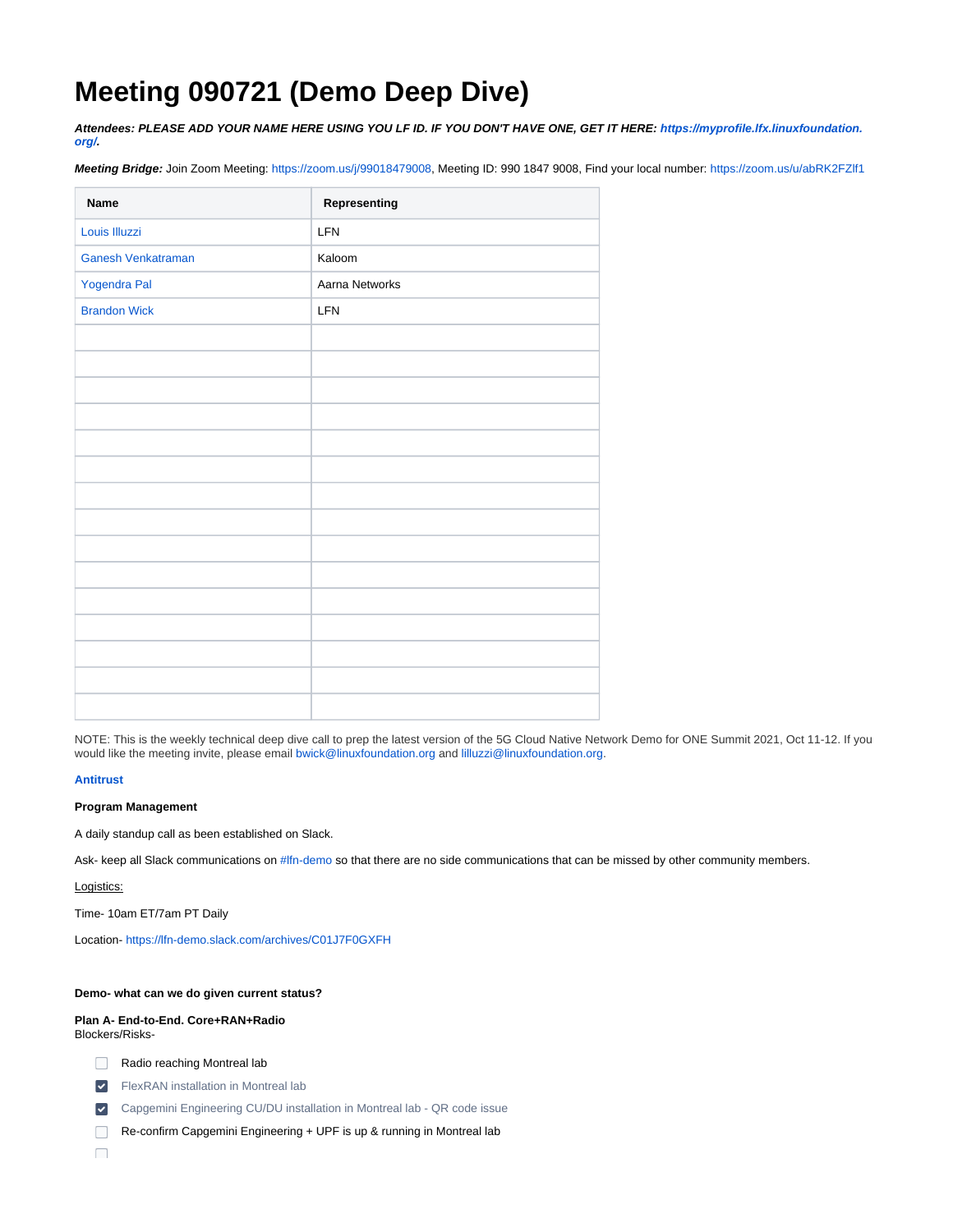# Meeting 090721 (Demo Deep Dive)

***Attendees: PLEASE ADD YOUR NAME HERE USING YOU LF ID. IF YOU DON'T HAVE ONE, GET IT HERE: https://myprofile.lfx.linuxfoundation.org/.***

***Meeting Bridge:*** Join Zoom Meeting: https://zoom.us/j/99018479008, Meeting ID: 990 1847 9008, Find your local number: https://zoom.us/u/abRK2FZlf1

| Name | Representing |
| --- | --- |
| Louis Illuzzi | LFN |
| Ganesh Venkatraman | Kaloom |
| Yogendra Pal | Aarna Networks |
| Brandon Wick | LFN |
| | |
| | |
| | |
| | |
| | |
| | |
| | |
| | |
| | |
| | |
| | |
| | |
| | |
| | |
| | |

NOTE: This is the weekly technical deep dive call to prep the latest version of the 5G Cloud Native Network Demo for ONE Summit 2021, Oct 11-12. If you would like the meeting invite, please email bwick@linuxfoundation.org and lilluzzi@linuxfoundation.org.

**Antitrust**

**Program Management**

A daily standup call as been established on Slack.

Ask- keep all Slack communications on #lfn-demo so that there are no side communications that can be missed by other community members.

Logistics:

Time- 10am ET/7am PT Daily

Location- https://lfn-demo.slack.com/archives/C01J7F0GXFH

**Demo- what can we do given current status?**

**Plan A- End-to-End. Core+RAN+Radio**
Blockers/Risks-

- [ ] Radio reaching Montreal lab
- [x] FlexRAN installation in Montreal lab
- [x] Capgemini Engineering CU/DU installation in Montreal lab - QR code issue
- [ ] Re-confirm Capgemini Engineering + UPF is up & running in Montreal lab
- [ ]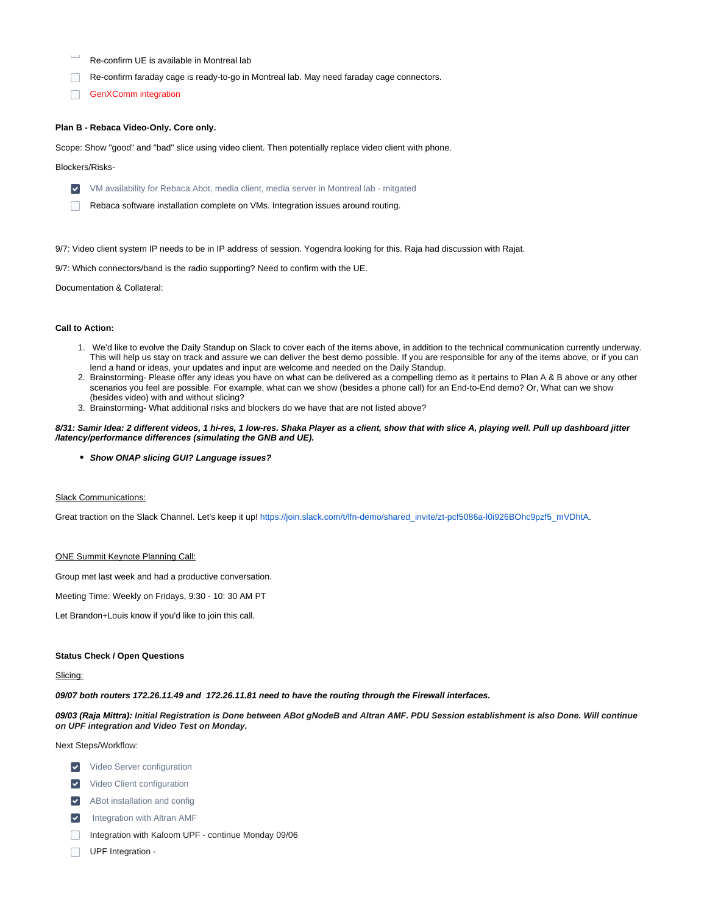- [ ] Re-confirm UE is available in Montreal lab
- [ ] Re-confirm faraday cage is ready-to-go in Montreal lab. May need faraday cage connectors.
- [ ] GenXComm integration

**Plan B - Rebaca Video-Only. Core only.**

Scope: Show "good" and "bad" slice using video client. Then potentially replace video client with phone.

Blockers/Risks-

- [x] VM availability for Rebaca Abot, media client, media server in Montreal lab - mitgated
- [ ] Rebaca software installation complete on VMs. Integration issues around routing.

9/7: Video client system IP needs to be in IP address of session. Yogendra looking for this. Raja had discussion with Rajat.

9/7: Which connectors/band is the radio supporting? Need to confirm with the UE.

Documentation & Collateral:

**Call to Action:**

1. We'd like to evolve the Daily Standup on Slack to cover each of the items above, in addition to the technical communication currently underway. This will help us stay on track and assure we can deliver the best demo possible. If you are responsible for any of the items above, or if you can lend a hand or ideas, your updates and input are welcome and needed on the Daily Standup.
2. Brainstorming- Please offer any ideas you have on what can be delivered as a compelling demo as it pertains to Plan A & B above or any other scenarios you feel are possible. For example, what can we show (besides a phone call) for an End-to-End demo? Or, What can we show (besides video) with and without slicing?
3. Brainstorming- What additional risks and blockers do we have that are not listed above?

***8/31: Samir Idea: 2 different videos, 1 hi-res, 1 low-res. Shaka Player as a client, show that with slice A, playing well. Pull up dashboard jitter /latency/performance differences (simulating the GNB and UE).***

- ***Show ONAP slicing GUI? Language issues?***

<u>Slack Communications:</u>

Great traction on the Slack Channel. Let's keep it up! https://join.slack.com/t/lfn-demo/shared_invite/zt-pcf5086a-l0i926BOhc9pzf5_mVDhtA.

<u>ONE Summit Keynote Planning Call:</u>

Group met last week and had a productive conversation.

Meeting Time: Weekly on Fridays, 9:30 - 10: 30 AM PT

Let Brandon+Louis know if you'd like to join this call.

**Status Check / Open Questions**

<u>Slicing:</u>

***09/07 both routers 172.26.11.49 and 172.26.11.81 need to have the routing through the Firewall interfaces.***

***09/03 (Raja Mittra): Initial Registration is Done between ABot gNodeB and Altran AMF. PDU Session establishment is also Done. Will continue on UPF integration and Video Test on Monday.***

Next Steps/Workflow:

- [x] Video Server configuration
- [x] Video Client configuration
- [x] ABot installation and config
- [x] Integration with Altran AMF
- [ ] Integration with Kaloom UPF - continue Monday 09/06
- [ ] UPF Integration -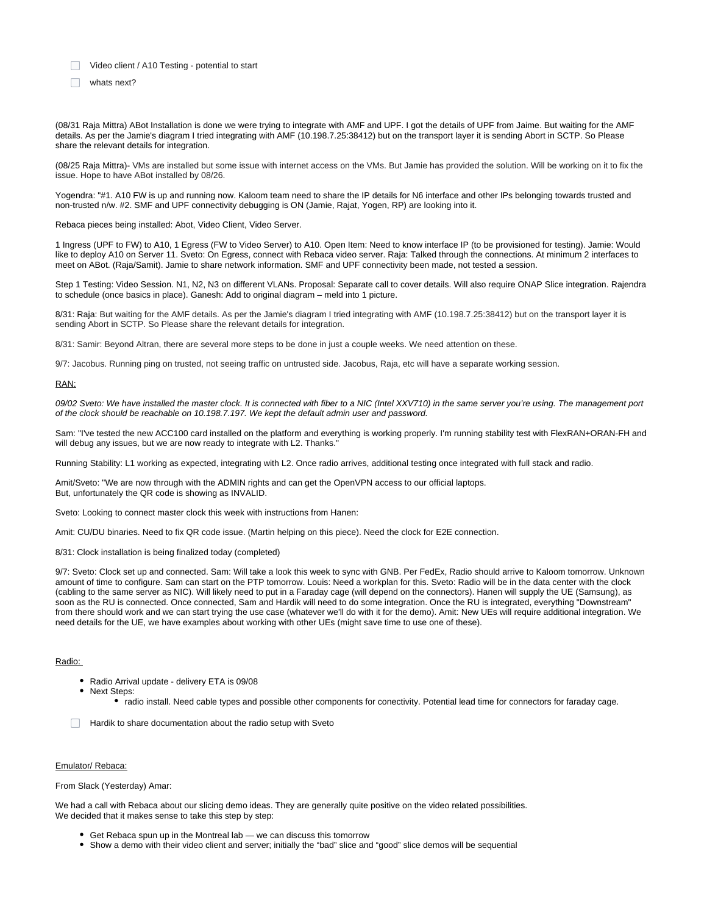- [ ] Video client / A10 Testing - potential to start
- [ ] whats next?

(08/31 Raja Mittra) ABot Installation is done we were trying to integrate with AMF and UPF. I got the details of UPF from Jaime. But waiting for the AMF details. As per the Jamie's diagram I tried integrating with AMF (10.198.7.25:38412) but on the transport layer it is sending Abort in SCTP. So Please share the relevant details for integration.

(08/25 Raja Mittra)- VMs are installed but some issue with internet access on the VMs. But Jamie has provided the solution. Will be working on it to fix the issue. Hope to have ABot installed by 08/26.

Yogendra: "#1. A10 FW is up and running now. Kaloom team need to share the IP details for N6 interface and other IPs belonging towards trusted and non-trusted n/w. #2. SMF and UPF connectivity debugging is ON (Jamie, Rajat, Yogen, RP) are looking into it.

Rebaca pieces being installed: Abot, Video Client, Video Server.

1 Ingress (UPF to FW) to A10, 1 Egress (FW to Video Server) to A10. Open Item: Need to know interface IP (to be provisioned for testing). Jamie: Would like to deploy A10 on Server 11. Sveto: On Egress, connect with Rebaca video server. Raja: Talked through the connections. At minimum 2 interfaces to meet on ABot. (Raja/Samit). Jamie to share network information. SMF and UPF connectivity been made, not tested a session.

Step 1 Testing: Video Session. N1, N2, N3 on different VLANs. Proposal: Separate call to cover details. Will also require ONAP Slice integration. Rajendra to schedule (once basics in place). Ganesh: Add to original diagram – meld into 1 picture.

8/31: Raja: But waiting for the AMF details. As per the Jamie's diagram I tried integrating with AMF (10.198.7.25:38412) but on the transport layer it is sending Abort in SCTP. So Please share the relevant details for integration.

8/31: Samir: Beyond Altran, there are several more steps to be done in just a couple weeks. We need attention on these.

9/7: Jacobus. Running ping on trusted, not seeing traffic on untrusted side. Jacobus, Raja, etc will have a separate working session.

<u>RAN:</u>

*09/02 Sveto: We have installed the master clock. It is connected with fiber to a NIC (Intel XXV710) in the same server you're using. The management port of the clock should be reachable on 10.198.7.197. We kept the default admin user and password.*

Sam: "I've tested the new ACC100 card installed on the platform and everything is working properly. I'm running stability test with FlexRAN+ORAN-FH and will debug any issues, but we are now ready to integrate with L2. Thanks."

Running Stability: L1 working as expected, integrating with L2. Once radio arrives, additional testing once integrated with full stack and radio.

Amit/Sveto: "We are now through with the ADMIN rights and can get the OpenVPN access to our official laptops.
But, unfortunately the QR code is showing as INVALID.

Sveto: Looking to connect master clock this week with instructions from Hanen:

Amit: CU/DU binaries. Need to fix QR code issue. (Martin helping on this piece). Need the clock for E2E connection.

8/31: Clock installation is being finalized today (completed)

9/7: Sveto: Clock set up and connected. Sam: Will take a look this week to sync with GNB. Per FedEx, Radio should arrive to Kaloom tomorrow. Unknown amount of time to configure. Sam can start on the PTP tomorrow. Louis: Need a workplan for this. Sveto: Radio will be in the data center with the clock (cabling to the same server as NIC). Will likely need to put in a Faraday cage (will depend on the connectors). Hanen will supply the UE (Samsung), as soon as the RU is connected. Once connected, Sam and Hardik will need to do some integration. Once the RU is integrated, everything "Downstream" from there should work and we can start trying the use case (whatever we'll do with it for the demo). Amit: New UEs will require additional integration. We need details for the UE, we have examples about working with other UEs (might save time to use one of these).

<u>Radio:</u>

- Radio Arrival update - delivery ETA is 09/08
- Next Steps:
  - radio install. Need cable types and possible other components for conectivity. Potential lead time for connectors for faraday cage.

- [ ] Hardik to share documentation about the radio setup with Sveto

<u>Emulator/ Rebaca:</u>

From Slack (Yesterday) Amar:

We had a call with Rebaca about our slicing demo ideas. They are generally quite positive on the video related possibilities.
We decided that it makes sense to take this step by step:

- Get Rebaca spun up in the Montreal lab — we can discuss this tomorrow
- Show a demo with their video client and server; initially the "bad" slice and "good" slice demos will be sequential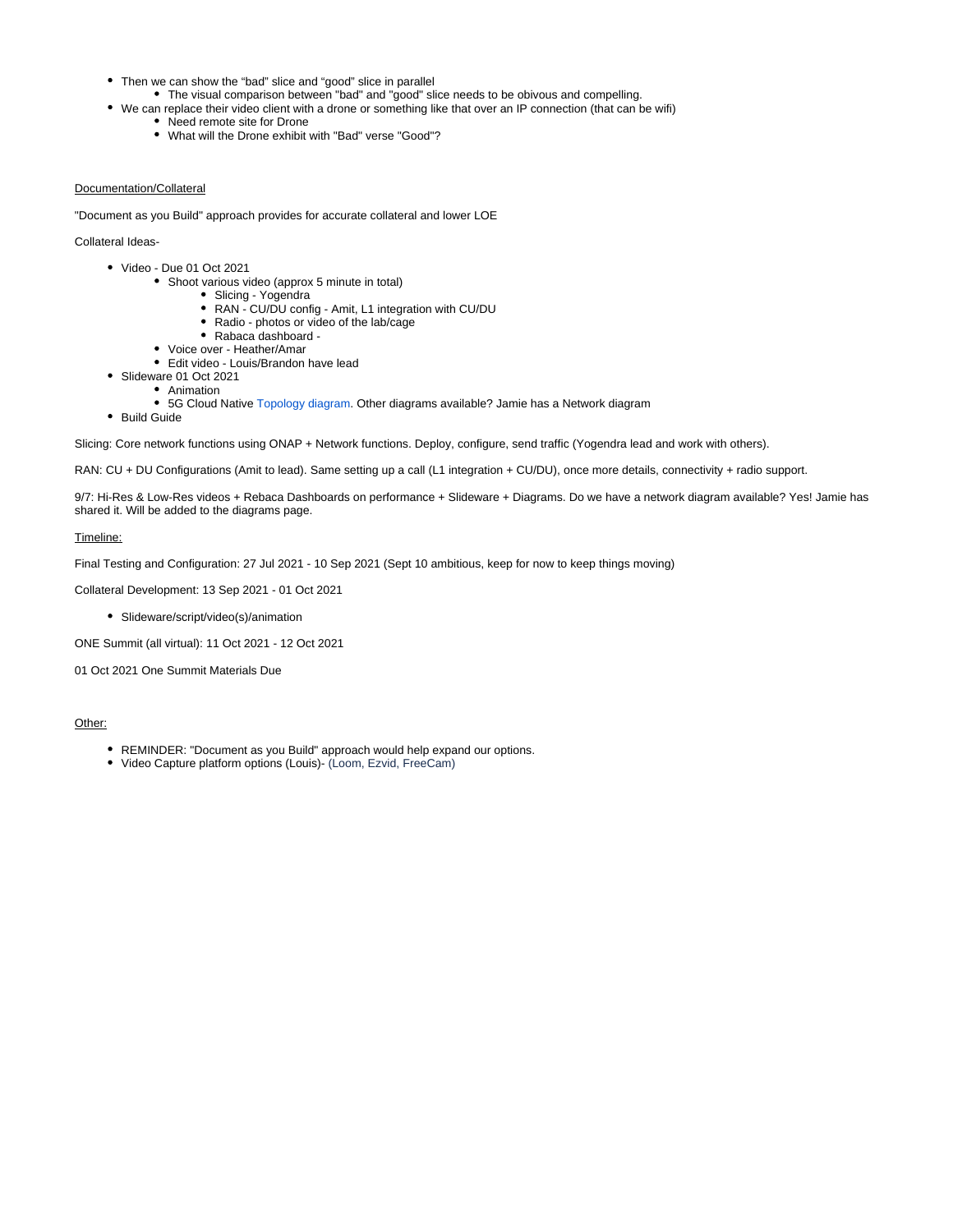- Then we can show the "bad" slice and "good" slice in parallel
  - The visual comparison between "bad" and "good" slice needs to be obivous and compelling.
- We can replace their video client with a drone or something like that over an IP connection (that can be wifi)
  - Need remote site for Drone
  - What will the Drone exhibit with "Bad" verse "Good"?

Documentation/Collateral

"Document as you Build" approach provides for accurate collateral and lower LOE

Collateral Ideas-

- Video - Due 01 Oct 2021
  - Shoot various video (approx 5 minute in total)
    - Slicing - Yogendra
    - RAN - CU/DU config - Amit, L1 integration with CU/DU
    - Radio - photos or video of the lab/cage
    - Rabaca dashboard -
  - Voice over - Heather/Amar
  - Edit video - Louis/Brandon have lead
- Slideware 01 Oct 2021
  - Animation
  - 5G Cloud Native Topology diagram. Other diagrams available? Jamie has a Network diagram
- Build Guide

Slicing: Core network functions using ONAP + Network functions. Deploy, configure, send traffic (Yogendra lead and work with others).

RAN: CU + DU Configurations (Amit to lead). Same setting up a call (L1 integration + CU/DU), once more details, connectivity + radio support.

9/7: Hi-Res & Low-Res videos + Rebaca Dashboards on performance + Slideware + Diagrams. Do we have a network diagram available? Yes! Jamie has shared it. Will be added to the diagrams page.

Timeline:

Final Testing and Configuration: 27 Jul 2021 - 10 Sep 2021 (Sept 10 ambitious, keep for now to keep things moving)

Collateral Development: 13 Sep 2021 - 01 Oct 2021

- Slideware/script/video(s)/animation

ONE Summit (all virtual): 11 Oct 2021 - 12 Oct 2021

01 Oct 2021 One Summit Materials Due

Other:

- REMINDER: "Document as you Build" approach would help expand our options.
- Video Capture platform options (Louis)- (Loom, Ezvid, FreeCam)